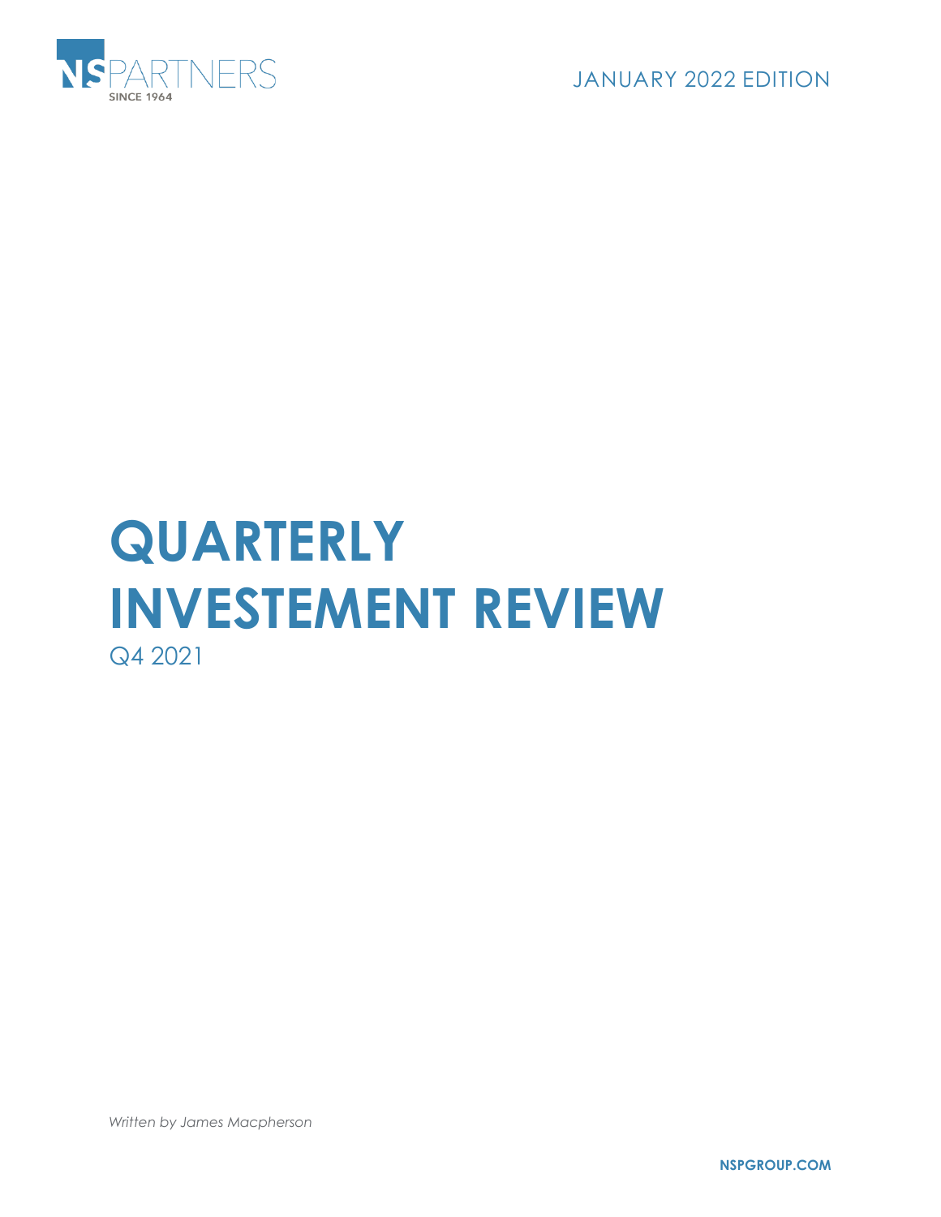NS PARTNERS

SINCE 1964

JANUARY 2022 EDITION

# QUARTERLY INVESTEMENT REVIEW

Q4 2021

*Written by James Macpherson*

**NSPGROUP.COM**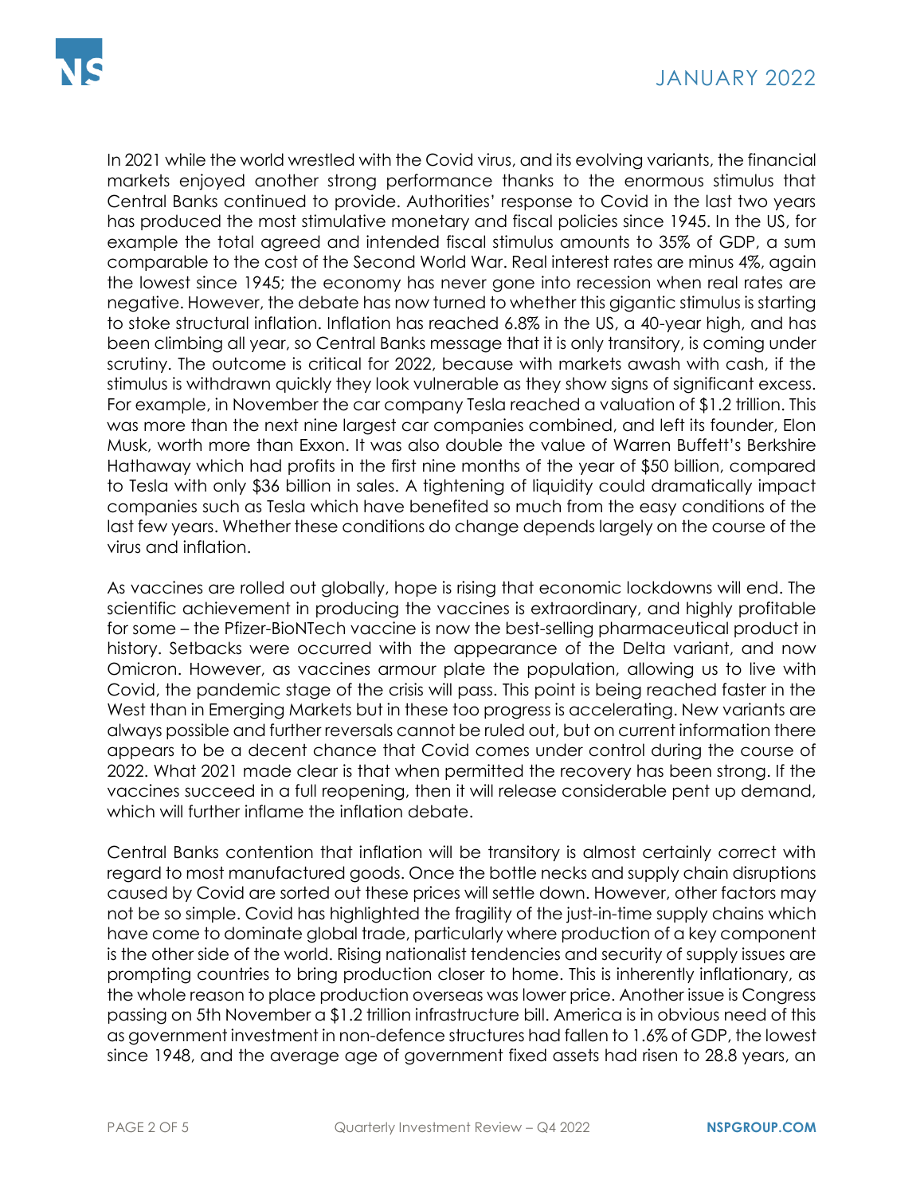In 2021 while the world wrestled with the Covid virus, and its evolving variants, the financial markets enjoyed another strong performance thanks to the enormous stimulus that Central Banks continued to provide. Authorities' response to Covid in the last two years has produced the most stimulative monetary and fiscal policies since 1945. In the US, for example the total agreed and intended fiscal stimulus amounts to 35% of GDP, a sum comparable to the cost of the Second World War. Real interest rates are minus 4%, again the lowest since 1945; the economy has never gone into recession when real rates are negative. However, the debate has now turned to whether this gigantic stimulus is starting to stoke structural inflation. Inflation has reached 6.8% in the US, a 40-year high, and has been climbing all year, so Central Banks message that it is only transitory, is coming under scrutiny. The outcome is critical for 2022, because with markets awash with cash, if the stimulus is withdrawn quickly they look vulnerable as they show signs of significant excess. For example, in November the car company Tesla reached a valuation of $1.2 trillion. This was more than the next nine largest car companies combined, and left its founder, Elon Musk, worth more than Exxon. It was also double the value of Warren Buffett's Berkshire Hathaway which had profits in the first nine months of the year of $50 billion, compared to Tesla with only $36 billion in sales. A tightening of liquidity could dramatically impact companies such as Tesla which have benefited so much from the easy conditions of the last few years. Whether these conditions do change depends largely on the course of the virus and inflation.

As vaccines are rolled out globally, hope is rising that economic lockdowns will end. The scientific achievement in producing the vaccines is extraordinary, and highly profitable for some – the Pfizer-BioNTech vaccine is now the best-selling pharmaceutical product in history. Setbacks were occurred with the appearance of the Delta variant, and now Omicron. However, as vaccines armour plate the population, allowing us to live with Covid, the pandemic stage of the crisis will pass. This point is being reached faster in the West than in Emerging Markets but in these too progress is accelerating. New variants are always possible and further reversals cannot be ruled out, but on current information there appears to be a decent chance that Covid comes under control during the course of 2022. What 2021 made clear is that when permitted the recovery has been strong. If the vaccines succeed in a full reopening, then it will release considerable pent up demand, which will further inflame the inflation debate.

Central Banks contention that inflation will be transitory is almost certainly correct with regard to most manufactured goods. Once the bottle necks and supply chain disruptions caused by Covid are sorted out these prices will settle down. However, other factors may not be so simple. Covid has highlighted the fragility of the just-in-time supply chains which have come to dominate global trade, particularly where production of a key component is the other side of the world. Rising nationalist tendencies and security of supply issues are prompting countries to bring production closer to home. This is inherently inflationary, as the whole reason to place production overseas was lower price. Another issue is Congress passing on 5th November a $1.2 trillion infrastructure bill. America is in obvious need of this as government investment in non-defence structures had fallen to 1.6% of GDP, the lowest since 1948, and the average age of government fixed assets had risen to 28.8 years, an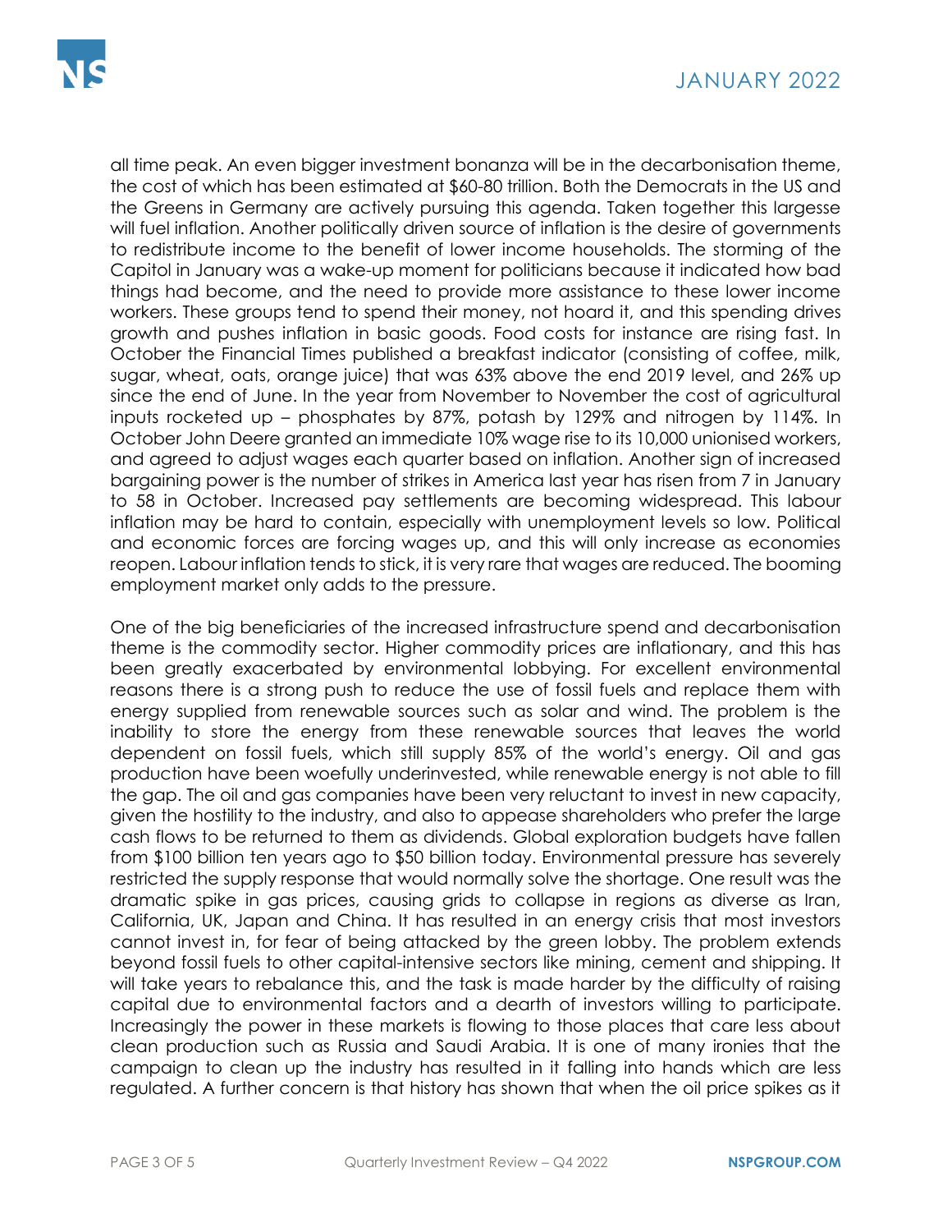all time peak. An even bigger investment bonanza will be in the decarbonisation theme, the cost of which has been estimated at $60-80 trillion. Both the Democrats in the US and the Greens in Germany are actively pursuing this agenda. Taken together this largesse will fuel inflation. Another politically driven source of inflation is the desire of governments to redistribute income to the benefit of lower income households. The storming of the Capitol in January was a wake-up moment for politicians because it indicated how bad things had become, and the need to provide more assistance to these lower income workers. These groups tend to spend their money, not hoard it, and this spending drives growth and pushes inflation in basic goods. Food costs for instance are rising fast. In October the Financial Times published a breakfast indicator (consisting of coffee, milk, sugar, wheat, oats, orange juice) that was 63% above the end 2019 level, and 26% up since the end of June. In the year from November to November the cost of agricultural inputs rocketed up – phosphates by 87%, potash by 129% and nitrogen by 114%. In October John Deere granted an immediate 10% wage rise to its 10,000 unionised workers, and agreed to adjust wages each quarter based on inflation. Another sign of increased bargaining power is the number of strikes in America last year has risen from 7 in January to 58 in October. Increased pay settlements are becoming widespread. This labour inflation may be hard to contain, especially with unemployment levels so low. Political and economic forces are forcing wages up, and this will only increase as economies reopen. Labour inflation tends to stick, it is very rare that wages are reduced. The booming employment market only adds to the pressure.

One of the big beneficiaries of the increased infrastructure spend and decarbonisation theme is the commodity sector. Higher commodity prices are inflationary, and this has been greatly exacerbated by environmental lobbying. For excellent environmental reasons there is a strong push to reduce the use of fossil fuels and replace them with energy supplied from renewable sources such as solar and wind. The problem is the inability to store the energy from these renewable sources that leaves the world dependent on fossil fuels, which still supply 85% of the world's energy. Oil and gas production have been woefully underinvested, while renewable energy is not able to fill the gap. The oil and gas companies have been very reluctant to invest in new capacity, given the hostility to the industry, and also to appease shareholders who prefer the large cash flows to be returned to them as dividends. Global exploration budgets have fallen from $100 billion ten years ago to $50 billion today. Environmental pressure has severely restricted the supply response that would normally solve the shortage. One result was the dramatic spike in gas prices, causing grids to collapse in regions as diverse as Iran, California, UK, Japan and China. It has resulted in an energy crisis that most investors cannot invest in, for fear of being attacked by the green lobby. The problem extends beyond fossil fuels to other capital-intensive sectors like mining, cement and shipping. It will take years to rebalance this, and the task is made harder by the difficulty of raising capital due to environmental factors and a dearth of investors willing to participate. Increasingly the power in these markets is flowing to those places that care less about clean production such as Russia and Saudi Arabia. It is one of many ironies that the campaign to clean up the industry has resulted in it falling into hands which are less regulated. A further concern is that history has shown that when the oil price spikes as it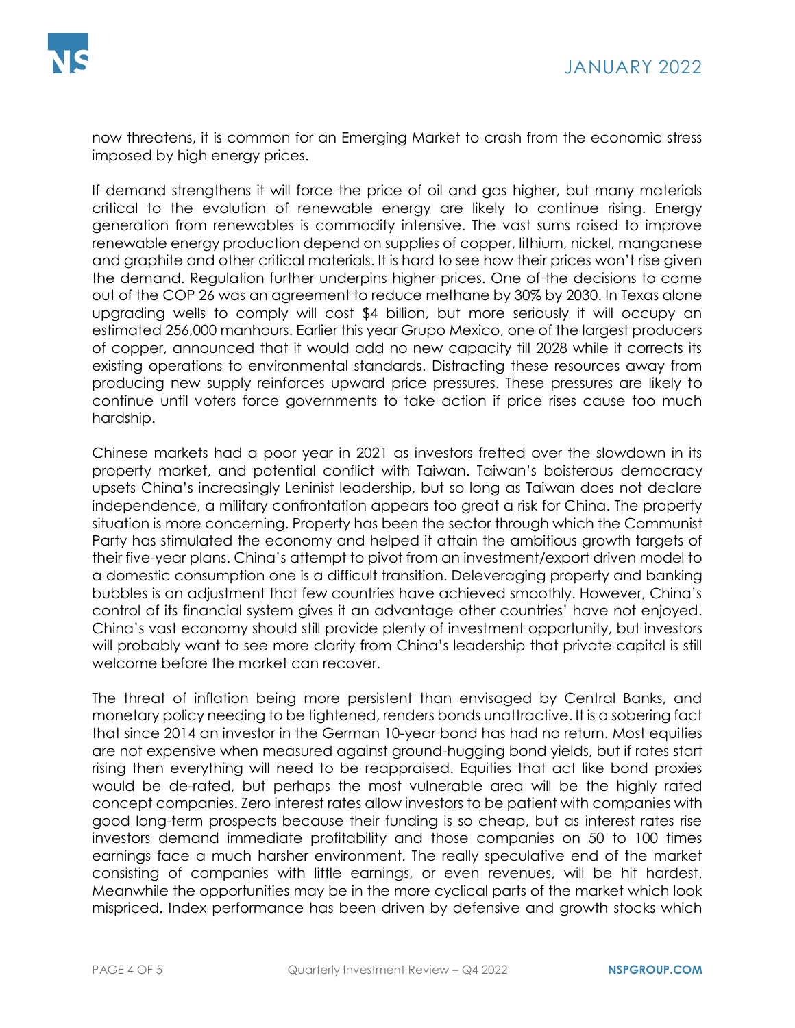now threatens, it is common for an Emerging Market to crash from the economic stress imposed by high energy prices.

If demand strengthens it will force the price of oil and gas higher, but many materials critical to the evolution of renewable energy are likely to continue rising. Energy generation from renewables is commodity intensive. The vast sums raised to improve renewable energy production depend on supplies of copper, lithium, nickel, manganese and graphite and other critical materials. It is hard to see how their prices won't rise given the demand. Regulation further underpins higher prices. One of the decisions to come out of the COP 26 was an agreement to reduce methane by 30% by 2030. In Texas alone upgrading wells to comply will cost $4 billion, but more seriously it will occupy an estimated 256,000 manhours. Earlier this year Grupo Mexico, one of the largest producers of copper, announced that it would add no new capacity till 2028 while it corrects its existing operations to environmental standards. Distracting these resources away from producing new supply reinforces upward price pressures. These pressures are likely to continue until voters force governments to take action if price rises cause too much hardship.

Chinese markets had a poor year in 2021 as investors fretted over the slowdown in its property market, and potential conflict with Taiwan. Taiwan's boisterous democracy upsets China's increasingly Leninist leadership, but so long as Taiwan does not declare independence, a military confrontation appears too great a risk for China. The property situation is more concerning. Property has been the sector through which the Communist Party has stimulated the economy and helped it attain the ambitious growth targets of their five-year plans. China's attempt to pivot from an investment/export driven model to a domestic consumption one is a difficult transition. Deleveraging property and banking bubbles is an adjustment that few countries have achieved smoothly. However, China's control of its financial system gives it an advantage other countries' have not enjoyed. China's vast economy should still provide plenty of investment opportunity, but investors will probably want to see more clarity from China's leadership that private capital is still welcome before the market can recover.

The threat of inflation being more persistent than envisaged by Central Banks, and monetary policy needing to be tightened, renders bonds unattractive. It is a sobering fact that since 2014 an investor in the German 10-year bond has had no return. Most equities are not expensive when measured against ground-hugging bond yields, but if rates start rising then everything will need to be reappraised. Equities that act like bond proxies would be de-rated, but perhaps the most vulnerable area will be the highly rated concept companies. Zero interest rates allow investors to be patient with companies with good long-term prospects because their funding is so cheap, but as interest rates rise investors demand immediate profitability and those companies on 50 to 100 times earnings face a much harsher environment. The really speculative end of the market consisting of companies with little earnings, or even revenues, will be hit hardest. Meanwhile the opportunities may be in the more cyclical parts of the market which look mispriced. Index performance has been driven by defensive and growth stocks which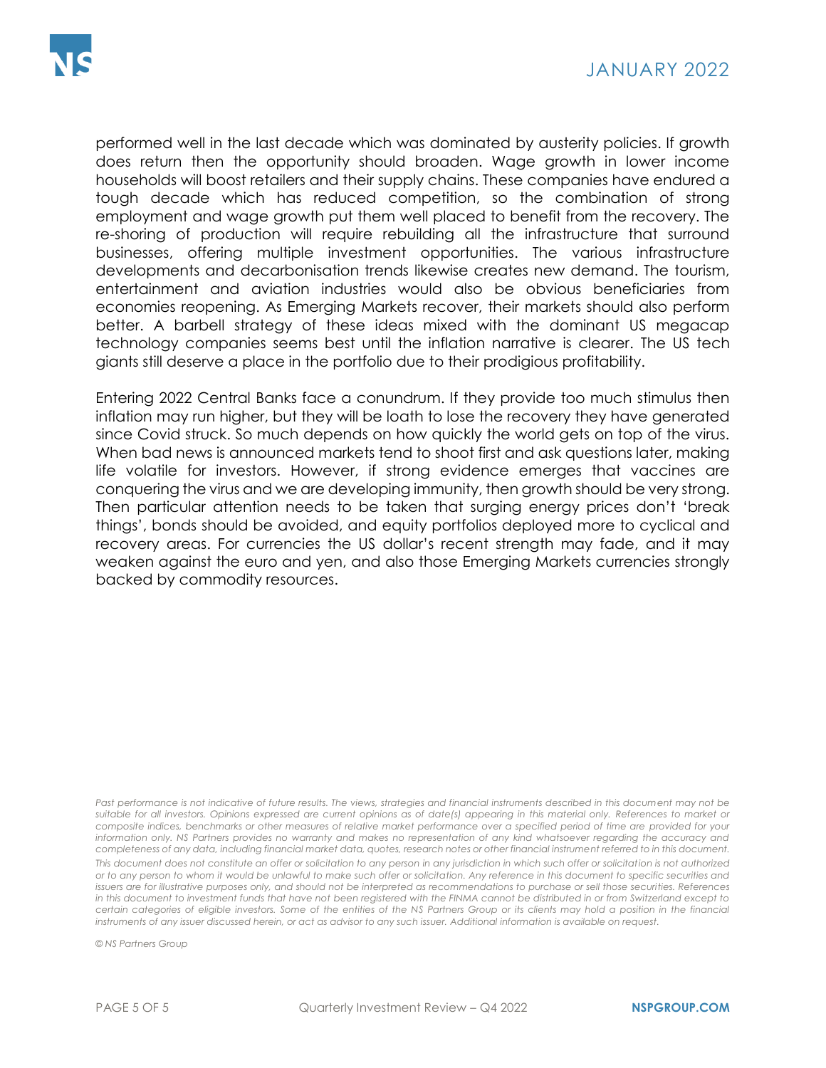performed well in the last decade which was dominated by austerity policies. If growth does return then the opportunity should broaden. Wage growth in lower income households will boost retailers and their supply chains. These companies have endured a tough decade which has reduced competition, so the combination of strong employment and wage growth put them well placed to benefit from the recovery. The re-shoring of production will require rebuilding all the infrastructure that surround businesses, offering multiple investment opportunities. The various infrastructure developments and decarbonisation trends likewise creates new demand. The tourism, entertainment and aviation industries would also be obvious beneficiaries from economies reopening. As Emerging Markets recover, their markets should also perform better. A barbell strategy of these ideas mixed with the dominant US megacap technology companies seems best until the inflation narrative is clearer. The US tech giants still deserve a place in the portfolio due to their prodigious profitability.

Entering 2022 Central Banks face a conundrum. If they provide too much stimulus then inflation may run higher, but they will be loath to lose the recovery they have generated since Covid struck. So much depends on how quickly the world gets on top of the virus. When bad news is announced markets tend to shoot first and ask questions later, making life volatile for investors. However, if strong evidence emerges that vaccines are conquering the virus and we are developing immunity, then growth should be very strong. Then particular attention needs to be taken that surging energy prices don't 'break things', bonds should be avoided, and equity portfolios deployed more to cyclical and recovery areas. For currencies the US dollar's recent strength may fade, and it may weaken against the euro and yen, and also those Emerging Markets currencies strongly backed by commodity resources.

*Past performance is not indicative of future results. The views, strategies and financial instruments described in this document may not be suitable for all investors. Opinions expressed are current opinions as of date(s) appearing in this material only. References to market or composite indices, benchmarks or other measures of relative market performance over a specified period of time are provided for your information only. NS Partners provides no warranty and makes no representation of any kind whatsoever regarding the accuracy and completeness of any data, including financial market data, quotes, research notes or other financial instrument referred to in this document.*

*This document does not constitute an offer or solicitation to any person in any jurisdiction in which such offer or solicitation is not authorized or to any person to whom it would be unlawful to make such offer or solicitation. Any reference in this document to specific securities and issuers are for illustrative purposes only, and should not be interpreted as recommendations to purchase or sell those securities. References in this document to investment funds that have not been registered with the FINMA cannot be distributed in or from Switzerland except to certain categories of eligible investors. Some of the entities of the NS Partners Group or its clients may hold a position in the financial instruments of any issuer discussed herein, or act as advisor to any such issuer. Additional information is available on request.*

*© NS Partners Group*